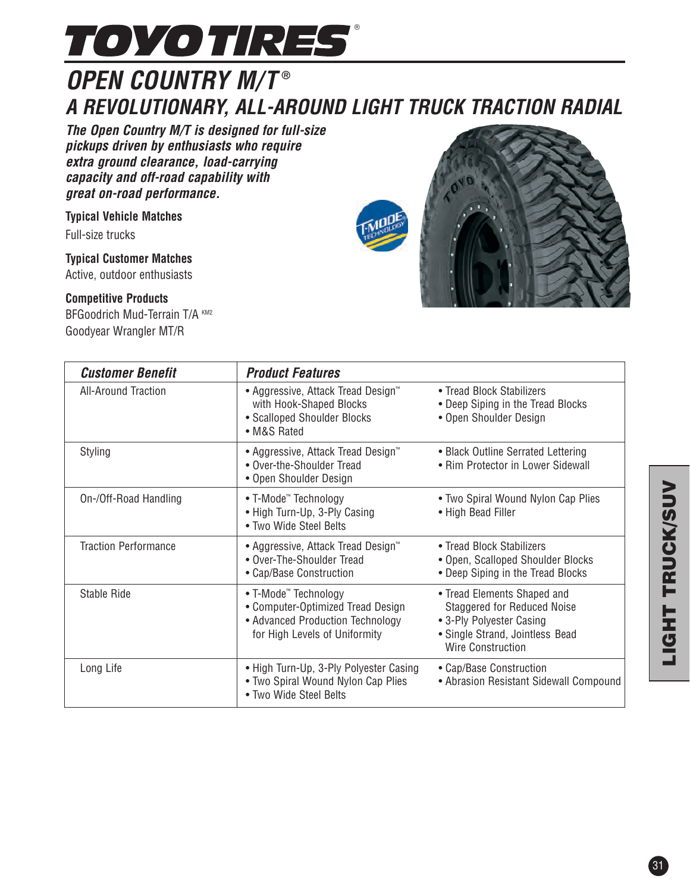# TOYO TIRES®

## OPEN COUNTRY M/T®

## A REVOLUTIONARY, ALL-AROUND LIGHT TRUCK TRACTION RADIAL

***The Open Country M/T is designed for full-size pickups driven by enthusiasts who require extra ground clearance, load-carrying capacity and off-road capability with great on-road performance.***

**Typical Vehicle Matches**

Full-size trucks

**Typical Customer Matches**

Active, outdoor enthusiasts

**Competitive Products**

BFGoodrich Mud-Terrain T/A KM2

Goodyear Wrangler MT/R

| *Customer Benefit* | *Product Features* | |
|---|---|---|
| All-Around Traction | • Aggressive, Attack Tread Design™ with Hook-Shaped Blocks<br>• Scalloped Shoulder Blocks<br>• M&S Rated | • Tread Block Stabilizers<br>• Deep Siping in the Tread Blocks<br>• Open Shoulder Design |
| Styling | • Aggressive, Attack Tread Design™<br>• Over-the-Shoulder Tread<br>• Open Shoulder Design | • Black Outline Serrated Lettering<br>• Rim Protector in Lower Sidewall |
| On-/Off-Road Handling | • T-Mode™ Technology<br>• High Turn-Up, 3-Ply Casing<br>• Two Wide Steel Belts | • Two Spiral Wound Nylon Cap Plies<br>• High Bead Filler |
| Traction Performance | • Aggressive, Attack Tread Design™<br>• Over-The-Shoulder Tread<br>• Cap/Base Construction | • Tread Block Stabilizers<br>• Open, Scalloped Shoulder Blocks<br>• Deep Siping in the Tread Blocks |
| Stable Ride | • T-Mode™ Technology<br>• Computer-Optimized Tread Design<br>• Advanced Production Technology for High Levels of Uniformity | • Tread Elements Shaped and Staggered for Reduced Noise<br>• 3-Ply Polyester Casing<br>• Single Strand, Jointless Bead Wire Construction |
| Long Life | • High Turn-Up, 3-Ply Polyester Casing<br>• Two Spiral Wound Nylon Cap Plies<br>• Two Wide Steel Belts | • Cap/Base Construction<br>• Abrasion Resistant Sidewall Compound |

LIGHT TRUCK/SUV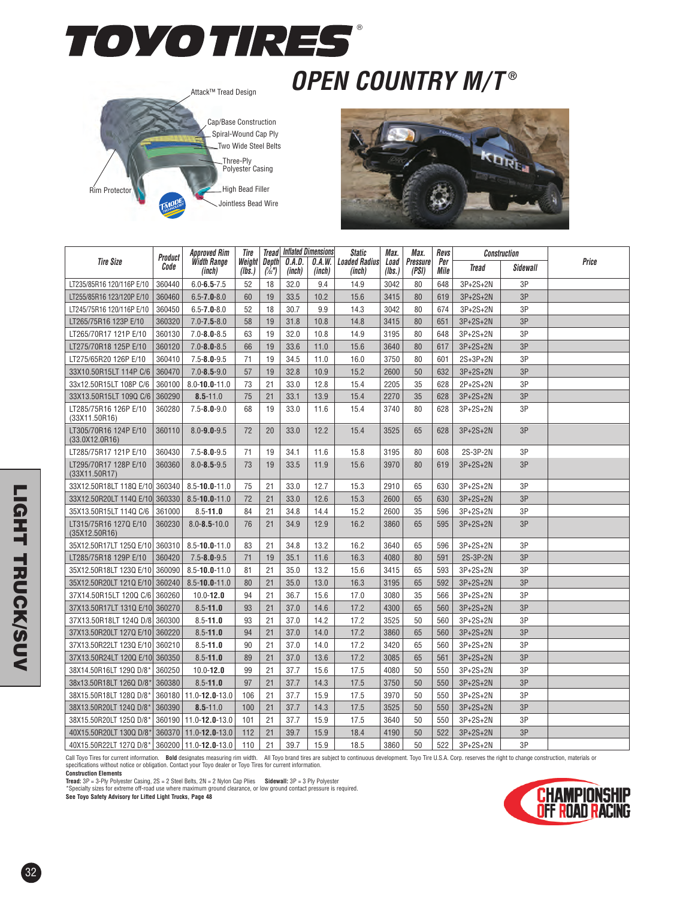# TOYO TIRES

## OPEN COUNTRY M/T®

Attack™ Tread Design
Cap/Base Construction
Spiral-Wound Cap Ply
Two Wide Steel Belts
Three-Ply Polyester Casing
Rim Protector
High Bead Filler
Jointless Bead Wire

| Tire Size | Product Code | Approved Rim Width Range (inch) | Tire Weight (lbs.) | Tread Depth (1/32") | Inflated Dimensions O.A.D. (inch) | Inflated Dimensions O.A.W. (inch) | Static Loaded Radius (inch) | Max. Load (lbs.) | Max. Pressure (PSI) | Revs Per Mile | Construction Tread | Construction Sidewall | Price |
|---|---|---|---|---|---|---|---|---|---|---|---|---|---|
| LT235/85R16 120/116P E/10 | 360440 | 6.0-**6.5**-7.5 | 52 | 18 | 32.0 | 9.4 | 14.9 | 3042 | 80 | 648 | 3P+2S+2N | 3P | |
| LT255/85R16 123/120P E/10 | 360460 | 6.5-**7.0**-8.0 | 60 | 19 | 33.5 | 10.2 | 15.6 | 3415 | 80 | 619 | 3P+2S+2N | 3P | |
| LT245/75R16 120/116P E/10 | 360450 | 6.5-**7.0**-8.0 | 52 | 18 | 30.7 | 9.9 | 14.3 | 3042 | 80 | 674 | 3P+2S+2N | 3P | |
| LT265/75R16 123P E/10 | 360320 | 7.0-**7.5**-8.0 | 58 | 19 | 31.8 | 10.8 | 14.8 | 3415 | 80 | 651 | 3P+2S+2N | 3P | |
| LT265/70R17 121P E/10 | 360130 | 7.0-**8.0**-8.5 | 63 | 19 | 32.0 | 10.8 | 14.9 | 3195 | 80 | 648 | 3P+2S+2N | 3P | |
| LT275/70R18 125P E/10 | 360120 | 7.0-**8.0**-8.5 | 66 | 19 | 33.6 | 11.0 | 15.6 | 3640 | 80 | 617 | 3P+2S+2N | 3P | |
| LT275/65R20 126P E/10 | 360410 | 7.5-**8.0**-9.5 | 71 | 19 | 34.5 | 11.0 | 16.0 | 3750 | 80 | 601 | 2S+3P+2N | 3P | |
| 33X10.50R15LT 114P C/6 | 360470 | 7.0-**8.5**-9.0 | 57 | 19 | 32.8 | 10.9 | 15.2 | 2600 | 50 | 632 | 3P+2S+2N | 3P | |
| 33x12.50R15LT 108P C/6 | 360100 | 8.0-**10.0**-11.0 | 73 | 21 | 33.0 | 12.8 | 15.4 | 2205 | 35 | 628 | 2P+2S+2N | 3P | |
| 33X13.50R15LT 109Q C/6 | 360290 | **8.5**-11.0 | 75 | 21 | 33.1 | 13.9 | 15.4 | 2270 | 35 | 628 | 3P+2S+2N | 3P | |
| LT285/75R16 126P E/10 (33X11.50R16) | 360280 | 7.5-**8.0**-9.0 | 68 | 19 | 33.0 | 11.6 | 15.4 | 3740 | 80 | 628 | 3P+2S+2N | 3P | |
| LT305/70R16 124P E/10 (33.0X12.0R16) | 360110 | 8.0-**9.0**-9.5 | 72 | 20 | 33.0 | 12.2 | 15.4 | 3525 | 65 | 628 | 3P+2S+2N | 3P | |
| LT285/75R17 121P E/10 | 360430 | 7.5-**8.0**-9.5 | 71 | 19 | 34.1 | 11.6 | 15.8 | 3195 | 80 | 608 | 2S-3P-2N | 3P | |
| LT295/70R17 128P E/10 (33X11.50R17) | 360360 | 8.0-**8.5**-9.5 | 73 | 19 | 33.5 | 11.9 | 15.6 | 3970 | 80 | 619 | 3P+2S+2N | 3P | |
| 33X12.50R18LT 118Q E/10 | 360340 | 8.5-**10.0**-11.0 | 75 | 21 | 33.0 | 12.7 | 15.3 | 2910 | 65 | 630 | 3P+2S+2N | 3P | |
| 33X12.50R20LT 114Q E/10 | 360330 | 8.5-**10.0**-11.0 | 72 | 21 | 33.0 | 12.6 | 15.3 | 2600 | 65 | 630 | 3P+2S+2N | 3P | |
| 35X13.50R15LT 114Q C/6 | 361000 | 8.5-**11.0** | 84 | 21 | 34.8 | 14.4 | 15.2 | 2600 | 35 | 596 | 3P+2S+2N | 3P | |
| LT315/75R16 127Q E/10 (35X12.50R16) | 360230 | 8.0-**8.5**-10.0 | 76 | 21 | 34.9 | 12.9 | 16.2 | 3860 | 65 | 595 | 3P+2S+2N | 3P | |
| 35X12.50R17LT 125Q E/10 | 360310 | 8.5-**10.0**-11.0 | 83 | 21 | 34.8 | 13.2 | 16.2 | 3640 | 65 | 596 | 3P+2S+2N | 3P | |
| LT285/75R18 129P E/10 | 360420 | 7.5-**8.0**-9.5 | 71 | 19 | 35.1 | 11.6 | 16.3 | 4080 | 80 | 591 | 2S-3P-2N | 3P | |
| 35X12.50R18LT 123Q E/10 | 360090 | 8.5-**10.0**-11.0 | 81 | 21 | 35.0 | 13.2 | 15.6 | 3415 | 65 | 593 | 3P+2S+2N | 3P | |
| 35X12.50R20LT 121Q E/10 | 360240 | 8.5-**10.0**-11.0 | 80 | 21 | 35.0 | 13.0 | 16.3 | 3195 | 65 | 592 | 3P+2S+2N | 3P | |
| 37X14.50R15LT 120Q C/6 | 360260 | 10.0-**12.0** | 94 | 21 | 36.7 | 15.6 | 17.0 | 3080 | 35 | 566 | 3P+2S+2N | 3P | |
| 37X13.50R17LT 131Q E/10 | 360270 | 8.5-**11.0** | 93 | 21 | 37.0 | 14.6 | 17.2 | 4300 | 65 | 560 | 3P+2S+2N | 3P | |
| 37X13.50R18LT 124Q D/8 | 360300 | 8.5-**11.0** | 93 | 21 | 37.0 | 14.2 | 17.2 | 3525 | 50 | 560 | 3P+2S+2N | 3P | |
| 37X13.50R20LT 127Q E/10 | 360220 | 8.5-**11.0** | 94 | 21 | 37.0 | 14.0 | 17.2 | 3860 | 65 | 560 | 3P+2S+2N | 3P | |
| 37X13.50R22LT 123Q E/10 | 360210 | 8.5-**11.0** | 90 | 21 | 37.0 | 14.0 | 17.2 | 3420 | 65 | 560 | 3P+2S+2N | 3P | |
| 37X13.50R24LT 120Q E/10 | 360350 | 8.5-**11.0** | 89 | 21 | 37.0 | 13.6 | 17.2 | 3085 | 65 | 561 | 3P+2S+2N | 3P | |
| 38X14.50R16LT 129Q D/8* | 360250 | 10.0-**12.0** | 99 | 21 | 37.7 | 15.6 | 17.5 | 4080 | 50 | 550 | 3P+2S+2N | 3P | |
| 38x13.50R18LT 126Q D/8* | 360380 | 8.5-**11.0** | 97 | 21 | 37.7 | 14.3 | 17.5 | 3750 | 50 | 550 | 3P+2S+2N | 3P | |
| 38X15.50R18LT 128Q D/8* | 360180 | 11.0-**12.0**-13.0 | 106 | 21 | 37.7 | 15.9 | 17.5 | 3970 | 50 | 550 | 3P+2S+2N | 3P | |
| 38X13.50R20LT 124Q D/8* | 360390 | **8.5**-11.0 | 100 | 21 | 37.7 | 14.3 | 17.5 | 3525 | 50 | 550 | 3P+2S+2N | 3P | |
| 38X15.50R20LT 125Q D/8* | 360190 | 11.0-**12.0**-13.0 | 101 | 21 | 37.7 | 15.9 | 17.5 | 3640 | 50 | 550 | 3P+2S+2N | 3P | |
| 40X15.50R20LT 130Q D/8* | 360370 | 11.0-**12.0**-13.0 | 112 | 21 | 39.7 | 15.9 | 18.4 | 4190 | 50 | 522 | 3P+2S+2N | 3P | |
| 40X15.50R22LT 127Q D/8* | 360200 | 11.0-**12.0**-13.0 | 110 | 21 | 39.7 | 15.9 | 18.5 | 3860 | 50 | 522 | 3P+2S+2N | 3P | |

Call Toyo Tires for current information. **Bold** designates measuring rim width. All Toyo brand tires are subject to continuous development. Toyo Tire U.S.A. Corp. reserves the right to change construction, materials or specifications without notice or obligation. Contact your Toyo dealer or Toyo Tires for current information.

**Construction Elements**

**Tread:** 3P = 3-Ply Polyester Casing, 2S = 2 Steel Belts, 2N = 2 Nylon Cap Plies **Sidewall:** 3P = 3 Ply Polyester

*Specialty sizes for extreme off-road use where maximum ground clearance, or low ground contact pressure is required.

**See Toyo Safety Advisory for Lifted Light Trucks, Page 48**

LIGHT TRUCK/SUV

CHAMPIONSHIP OFF ROAD RACING